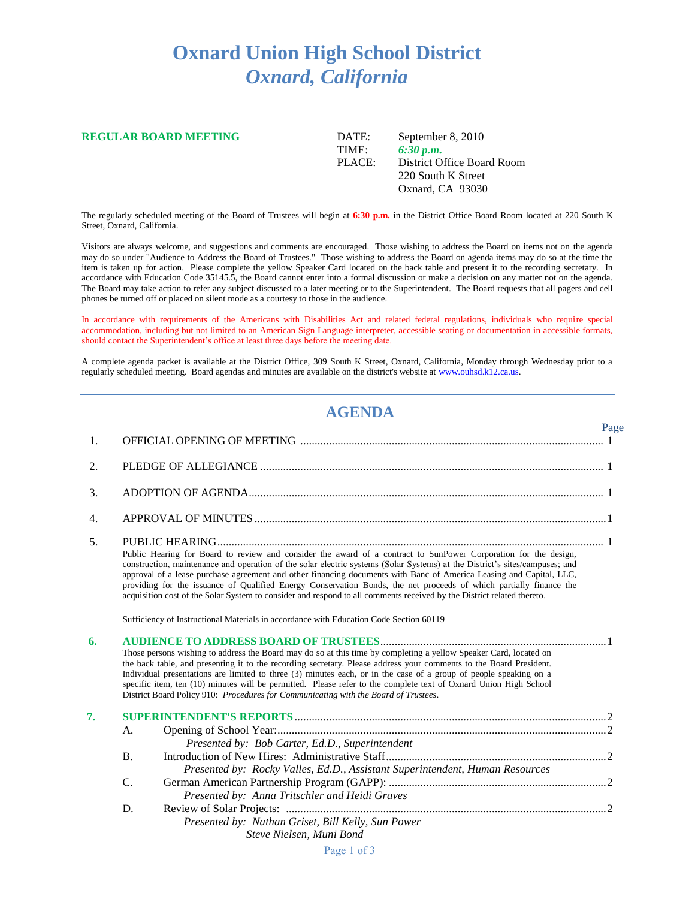# Oxnard Union High School District
## *Oxnard, California*

---

**REGULAR BOARD MEETING**

DATE: September 8, 2010
TIME: ***6:30 p.m.***
PLACE: District Office Board Room
220 South K Street
Oxnard, CA 93030

The regularly scheduled meeting of the Board of Trustees will begin at **6:30 p.m.** in the District Office Board Room located at 220 South K Street, Oxnard, California.

Visitors are always welcome, and suggestions and comments are encouraged. Those wishing to address the Board on items not on the agenda may do so under "Audience to Address the Board of Trustees." Those wishing to address the Board on agenda items may do so at the time the item is taken up for action. Please complete the yellow Speaker Card located on the back table and present it to the recording secretary. In accordance with Education Code 35145.5, the Board cannot enter into a formal discussion or make a decision on any matter not on the agenda. The Board may take action to refer any subject discussed to a later meeting or to the Superintendent. The Board requests that all pagers and cell phones be turned off or placed on silent mode as a courtesy to those in the audience.

In accordance with requirements of the Americans with Disabilities Act and related federal regulations, individuals who require special accommodation, including but not limited to an American Sign Language interpreter, accessible seating or documentation in accessible formats, should contact the Superintendent's office at least three days before the meeting date.

A complete agenda packet is available at the District Office, 309 South K Street, Oxnard, California, Monday through Wednesday prior to a regularly scheduled meeting. Board agendas and minutes are available on the district's website at www.ouhsd.k12.ca.us.

---

## AGENDA

| | | Page |
|---|---|---|
| 1. | OFFICIAL OPENING OF MEETING | 1 |
| 2. | PLEDGE OF ALLEGIANCE | 1 |
| 3. | ADOPTION OF AGENDA | 1 |
| 4. | APPROVAL OF MINUTES | 1 |
| 5. | PUBLIC HEARING | 1 |

Public Hearing for Board to review and consider the award of a contract to SunPower Corporation for the design, construction, maintenance and operation of the solar electric systems (Solar Systems) at the District's sites/campuses; and approval of a lease purchase agreement and other financing documents with Banc of America Leasing and Capital, LLC, providing for the issuance of Qualified Energy Conservation Bonds, the net proceeds of which partially finance the acquisition cost of the Solar System to consider and respond to all comments received by the District related thereto.

Sufficiency of Instructional Materials in accordance with Education Code Section 60119

**6. AUDIENCE TO ADDRESS BOARD OF TRUSTEES** .......... 1

Those persons wishing to address the Board may do so at this time by completing a yellow Speaker Card, located on the back table, and presenting it to the recording secretary. Please address your comments to the Board President. Individual presentations are limited to three (3) minutes each, or in the case of a group of people speaking on a specific item, ten (10) minutes will be permitted. Please refer to the complete text of Oxnard Union High School District Board Policy 910: *Procedures for Communicating with the Board of Trustees*.

**7. SUPERINTENDENT'S REPORTS** .......... 2

- A. Opening of School Year: .......... 2
  *Presented by: Bob Carter, Ed.D., Superintendent*
- B. Introduction of New Hires: Administrative Staff .......... 2
  *Presented by: Rocky Valles, Ed.D., Assistant Superintendent, Human Resources*
- C. German American Partnership Program (GAPP): .......... 2
  *Presented by: Anna Tritschler and Heidi Graves*
- D. Review of Solar Projects: .......... 2
  *Presented by: Nathan Griset, Bill Kelly, Sun Power*
  *Steve Nielsen, Muni Bond*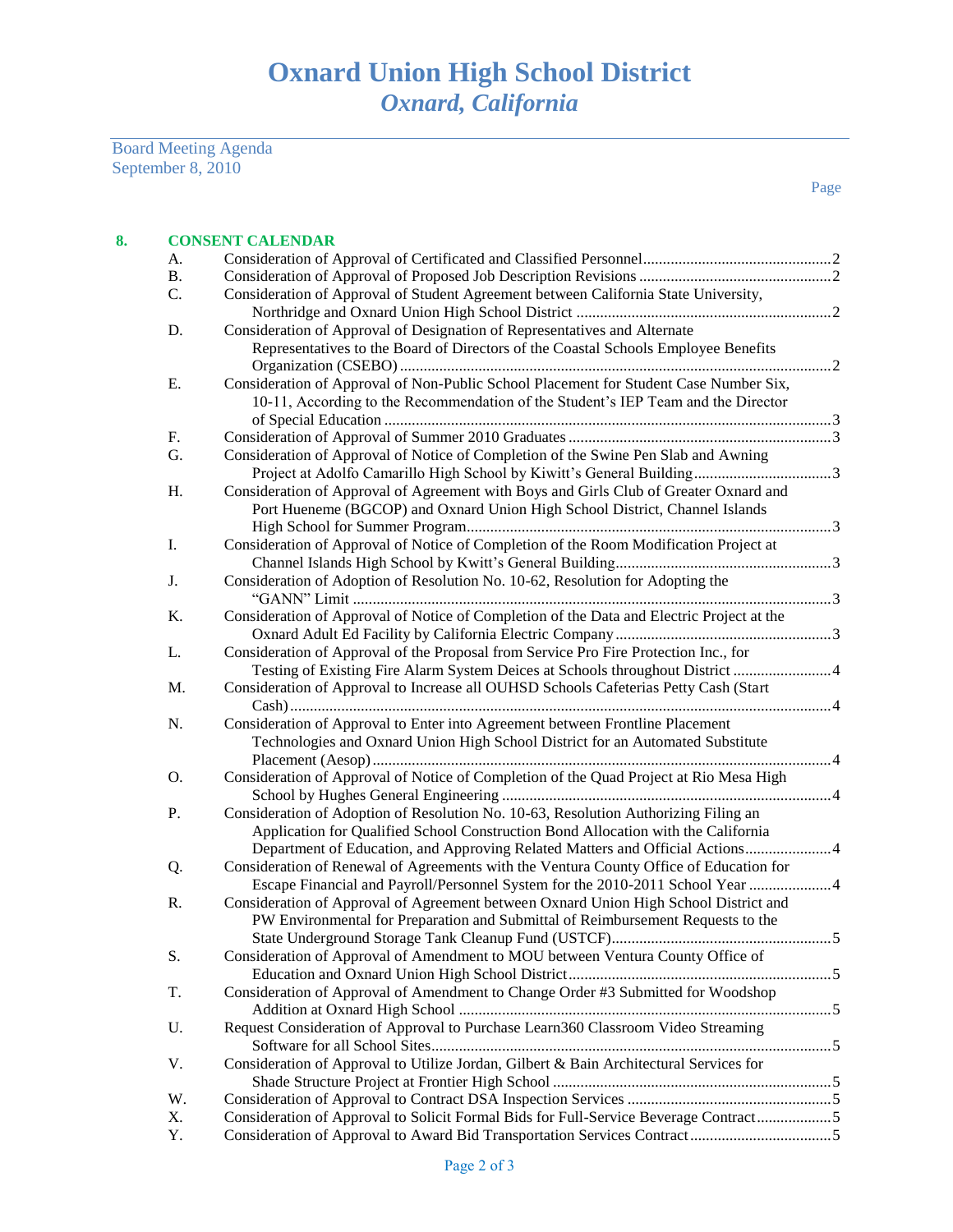# Oxnard Union High School District
## *Oxnard, California*

Board Meeting Agenda
September 8, 2010

Page

**8. CONSENT CALENDAR**

| | | Page |
|---|---|---|
| A. | Consideration of Approval of Certificated and Classified Personnel | 2 |
| B. | Consideration of Approval of Proposed Job Description Revisions | 2 |
| C. | Consideration of Approval of Student Agreement between California State University, Northridge and Oxnard Union High School District | 2 |
| D. | Consideration of Approval of Designation of Representatives and Alternate Representatives to the Board of Directors of the Coastal Schools Employee Benefits Organization (CSEBO) | 2 |
| E. | Consideration of Approval of Non-Public School Placement for Student Case Number Six, 10-11, According to the Recommendation of the Student's IEP Team and the Director of Special Education | 3 |
| F. | Consideration of Approval of Summer 2010 Graduates | 3 |
| G. | Consideration of Approval of Notice of Completion of the Swine Pen Slab and Awning Project at Adolfo Camarillo High School by Kiwitt's General Building | 3 |
| H. | Consideration of Approval of Agreement with Boys and Girls Club of Greater Oxnard and Port Hueneme (BGCOP) and Oxnard Union High School District, Channel Islands High School for Summer Program | 3 |
| I. | Consideration of Approval of Notice of Completion of the Room Modification Project at Channel Islands High School by Kwitt's General Building | 3 |
| J. | Consideration of Adoption of Resolution No. 10-62, Resolution for Adopting the "GANN" Limit | 3 |
| K. | Consideration of Approval of Notice of Completion of the Data and Electric Project at the Oxnard Adult Ed Facility by California Electric Company | 3 |
| L. | Consideration of Approval of the Proposal from Service Pro Fire Protection Inc., for Testing of Existing Fire Alarm System Deices at Schools throughout District | 4 |
| M. | Consideration of Approval to Increase all OUHSD Schools Cafeterias Petty Cash (Start Cash) | 4 |
| N. | Consideration of Approval to Enter into Agreement between Frontline Placement Technologies and Oxnard Union High School District for an Automated Substitute Placement (Aesop) | 4 |
| O. | Consideration of Approval of Notice of Completion of the Quad Project at Rio Mesa High School by Hughes General Engineering | 4 |
| P. | Consideration of Adoption of Resolution No. 10-63, Resolution Authorizing Filing an Application for Qualified School Construction Bond Allocation with the California Department of Education, and Approving Related Matters and Official Actions | 4 |
| Q. | Consideration of Renewal of Agreements with the Ventura County Office of Education for Escape Financial and Payroll/Personnel System for the 2010-2011 School Year | 4 |
| R. | Consideration of Approval of Agreement between Oxnard Union High School District and PW Environmental for Preparation and Submittal of Reimbursement Requests to the State Underground Storage Tank Cleanup Fund (USTCF) | 5 |
| S. | Consideration of Approval of Amendment to MOU between Ventura County Office of Education and Oxnard Union High School District | 5 |
| T. | Consideration of Approval of Amendment to Change Order #3 Submitted for Woodshop Addition at Oxnard High School | 5 |
| U. | Request Consideration of Approval to Purchase Learn360 Classroom Video Streaming Software for all School Sites | 5 |
| V. | Consideration of Approval to Utilize Jordan, Gilbert & Bain Architectural Services for Shade Structure Project at Frontier High School | 5 |
| W. | Consideration of Approval to Contract DSA Inspection Services | 5 |
| X. | Consideration of Approval to Solicit Formal Bids for Full-Service Beverage Contract | 5 |
| Y. | Consideration of Approval to Award Bid Transportation Services Contract | 5 |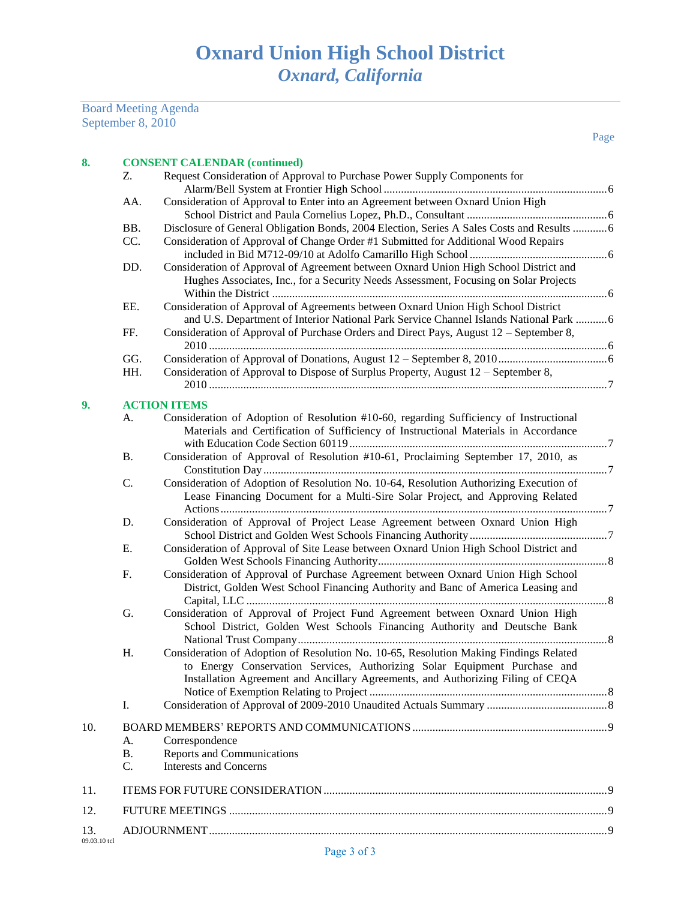# Oxnard Union High School District
## *Oxnard, California*

Board Meeting Agenda
September 8, 2010

Page

**8. CONSENT CALENDAR (continued)**

- Z. Request Consideration of Approval to Purchase Power Supply Components for Alarm/Bell System at Frontier High School .......... 6
- AA. Consideration of Approval to Enter into an Agreement between Oxnard Union High School District and Paula Cornelius Lopez, Ph.D., Consultant .......... 6
- BB. Disclosure of General Obligation Bonds, 2004 Election, Series A Sales Costs and Results .......... 6
- CC. Consideration of Approval of Change Order #1 Submitted for Additional Wood Repairs included in Bid M712-09/10 at Adolfo Camarillo High School .......... 6
- DD. Consideration of Approval of Agreement between Oxnard Union High School District and Hughes Associates, Inc., for a Security Needs Assessment, Focusing on Solar Projects Within the District .......... 6
- EE. Consideration of Approval of Agreements between Oxnard Union High School District and U.S. Department of Interior National Park Service Channel Islands National Park .......... 6
- FF. Consideration of Approval of Purchase Orders and Direct Pays, August 12 – September 8, 2010 .......... 6
- GG. Consideration of Approval of Donations, August 12 – September 8, 2010 .......... 6
- HH. Consideration of Approval to Dispose of Surplus Property, August 12 – September 8, 2010 .......... 7

**9. ACTION ITEMS**

- A. Consideration of Adoption of Resolution #10-60, regarding Sufficiency of Instructional Materials and Certification of Sufficiency of Instructional Materials in Accordance with Education Code Section 60119 .......... 7
- B. Consideration of Approval of Resolution #10-61, Proclaiming September 17, 2010, as Constitution Day .......... 7
- C. Consideration of Adoption of Resolution No. 10-64, Resolution Authorizing Execution of Lease Financing Document for a Multi-Sire Solar Project, and Approving Related Actions .......... 7
- D. Consideration of Approval of Project Lease Agreement between Oxnard Union High School District and Golden West Schools Financing Authority .......... 7
- E. Consideration of Approval of Site Lease between Oxnard Union High School District and Golden West Schools Financing Authority .......... 8
- F. Consideration of Approval of Purchase Agreement between Oxnard Union High School District, Golden West School Financing Authority and Banc of America Leasing and Capital, LLC .......... 8
- G. Consideration of Approval of Project Fund Agreement between Oxnard Union High School District, Golden West Schools Financing Authority and Deutsche Bank National Trust Company .......... 8
- H. Consideration of Adoption of Resolution No. 10-65, Resolution Making Findings Related to Energy Conservation Services, Authorizing Solar Equipment Purchase and Installation Agreement and Ancillary Agreements, and Authorizing Filing of CEQA Notice of Exemption Relating to Project .......... 8
- I. Consideration of Approval of 2009-2010 Unaudited Actuals Summary .......... 8

10. BOARD MEMBERS' REPORTS AND COMMUNICATIONS .......... 9
- A. Correspondence
- B. Reports and Communications
- C. Interests and Concerns

11. ITEMS FOR FUTURE CONSIDERATION .......... 9

12. FUTURE MEETINGS .......... 9

13. ADJOURNMENT .......... 9

09.03.10 tcl